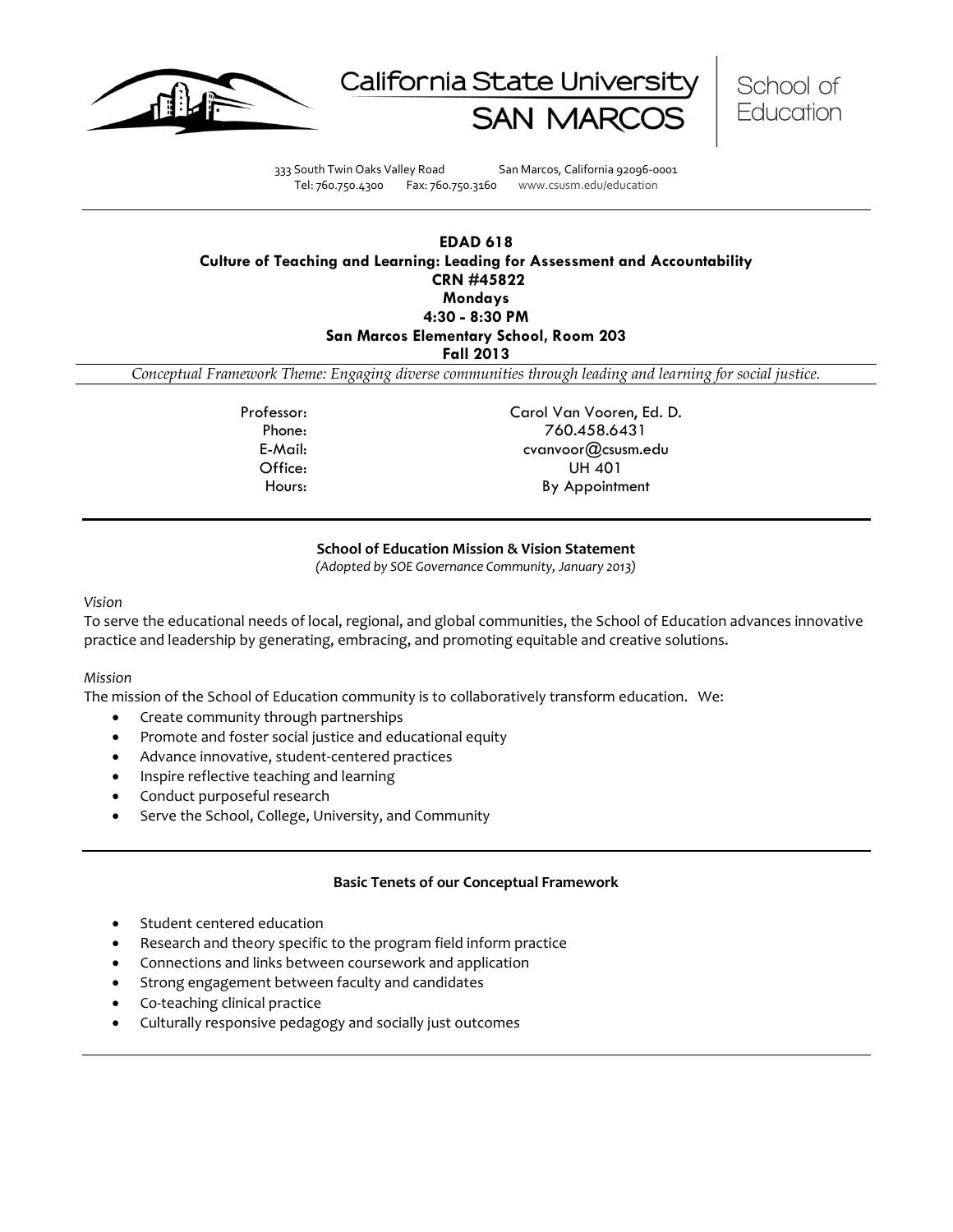California State University SAN MARCOS | School of Education

333 South Twin Oaks Valley Road San Marcos, California 92096-0001
Tel: 760.750.4300 Fax: 760.750.3160 www.csusm.edu/education

# EDAD 618
## Culture of Teaching and Learning: Leading for Assessment and Accountability

**CRN #45822**
**Mondays**
**4:30 - 8:30 PM**
**San Marcos Elementary School, Room 203**
**Fall 2013**

*Conceptual Framework Theme: Engaging diverse communities through leading and learning for social justice.*

Professor: Carol Van Vooren, Ed. D.
Phone: 760.458.6431
E-Mail: cvanvoor@csusm.edu
Office: UH 401
Hours: By Appointment

---

### School of Education Mission & Vision Statement

*(Adopted by SOE Governance Community, January 2013)*

*Vision*

To serve the educational needs of local, regional, and global communities, the School of Education advances innovative practice and leadership by generating, embracing, and promoting equitable and creative solutions.

*Mission*

The mission of the School of Education community is to collaboratively transform education. We:

- Create community through partnerships
- Promote and foster social justice and educational equity
- Advance innovative, student-centered practices
- Inspire reflective teaching and learning
- Conduct purposeful research
- Serve the School, College, University, and Community

---

### Basic Tenets of our Conceptual Framework

- Student centered education
- Research and theory specific to the program field inform practice
- Connections and links between coursework and application
- Strong engagement between faculty and candidates
- Co-teaching clinical practice
- Culturally responsive pedagogy and socially just outcomes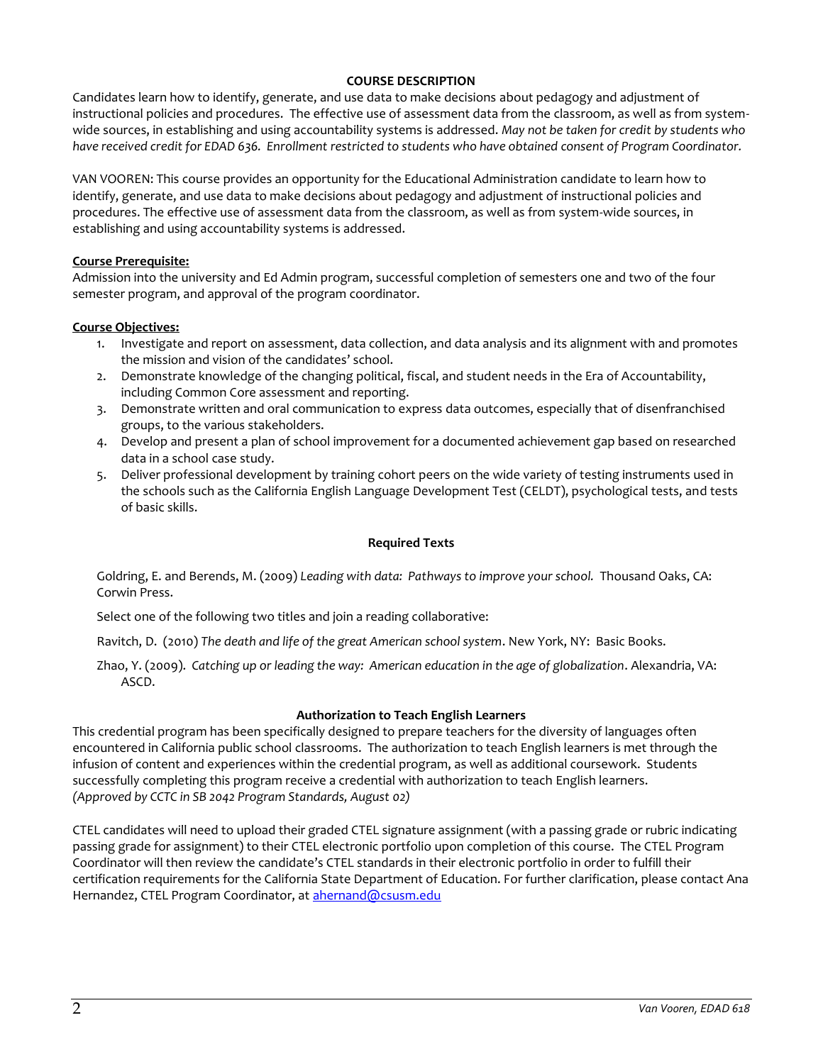## COURSE DESCRIPTION

Candidates learn how to identify, generate, and use data to make decisions about pedagogy and adjustment of instructional policies and procedures. The effective use of assessment data from the classroom, as well as from system-wide sources, in establishing and using accountability systems is addressed. *May not be taken for credit by students who have received credit for EDAD 636. Enrollment restricted to students who have obtained consent of Program Coordinator.*

VAN VOOREN: This course provides an opportunity for the Educational Administration candidate to learn how to identify, generate, and use data to make decisions about pedagogy and adjustment of instructional policies and procedures. The effective use of assessment data from the classroom, as well as from system-wide sources, in establishing and using accountability systems is addressed.

**Course Prerequisite:**

Admission into the university and Ed Admin program, successful completion of semesters one and two of the four semester program, and approval of the program coordinator.

**Course Objectives:**

1. Investigate and report on assessment, data collection, and data analysis and its alignment with and promotes the mission and vision of the candidates' school.
2. Demonstrate knowledge of the changing political, fiscal, and student needs in the Era of Accountability, including Common Core assessment and reporting.
3. Demonstrate written and oral communication to express data outcomes, especially that of disenfranchised groups, to the various stakeholders.
4. Develop and present a plan of school improvement for a documented achievement gap based on researched data in a school case study.
5. Deliver professional development by training cohort peers on the wide variety of testing instruments used in the schools such as the California English Language Development Test (CELDT), psychological tests, and tests of basic skills.

## Required Texts

Goldring, E. and Berends, M. (2009) *Leading with data: Pathways to improve your school.* Thousand Oaks, CA: Corwin Press.

Select one of the following two titles and join a reading collaborative:

Ravitch, D. (2010) *The death and life of the great American school system*. New York, NY: Basic Books.

Zhao, Y. (2009). *Catching up or leading the way: American education in the age of globalization*. Alexandria, VA: ASCD.

## Authorization to Teach English Learners

This credential program has been specifically designed to prepare teachers for the diversity of languages often encountered in California public school classrooms. The authorization to teach English learners is met through the infusion of content and experiences within the credential program, as well as additional coursework. Students successfully completing this program receive a credential with authorization to teach English learners. *(Approved by CCTC in SB 2042 Program Standards, August 02)*

CTEL candidates will need to upload their graded CTEL signature assignment (with a passing grade or rubric indicating passing grade for assignment) to their CTEL electronic portfolio upon completion of this course. The CTEL Program Coordinator will then review the candidate's CTEL standards in their electronic portfolio in order to fulfill their certification requirements for the California State Department of Education. For further clarification, please contact Ana Hernandez, CTEL Program Coordinator, at ahernand@csusm.edu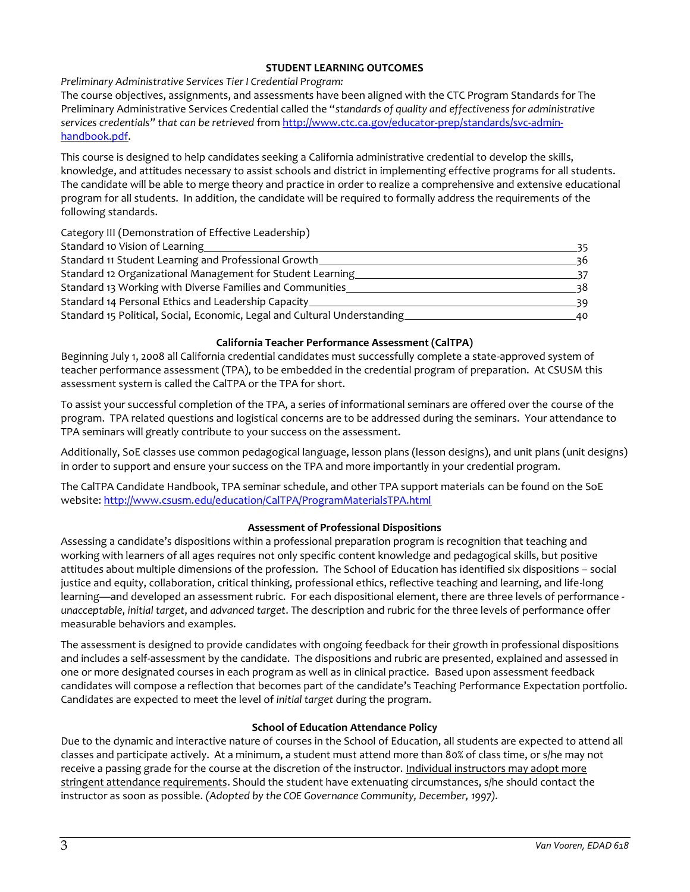## STUDENT LEARNING OUTCOMES

*Preliminary Administrative Services Tier I Credential Program:*

The course objectives, assignments, and assessments have been aligned with the CTC Program Standards for The Preliminary Administrative Services Credential called the "*standards of quality and effectiveness for administrative services credentials*" *that can be retrieved* from http://www.ctc.ca.gov/educator-prep/standards/svc-admin-handbook.pdf.

This course is designed to help candidates seeking a California administrative credential to develop the skills, knowledge, and attitudes necessary to assist schools and district in implementing effective programs for all students. The candidate will be able to merge theory and practice in order to realize a comprehensive and extensive educational program for all students. In addition, the candidate will be required to formally address the requirements of the following standards.

Category III (Demonstration of Effective Leadership)

Standard 10 Vision of Learning ________ 35
Standard 11 Student Learning and Professional Growth ________ 36
Standard 12 Organizational Management for Student Learning ________ 37
Standard 13 Working with Diverse Families and Communities ________ 38
Standard 14 Personal Ethics and Leadership Capacity ________ 39
Standard 15 Political, Social, Economic, Legal and Cultural Understanding ________ 40

## California Teacher Performance Assessment (CalTPA)

Beginning July 1, 2008 all California credential candidates must successfully complete a state-approved system of teacher performance assessment (TPA), to be embedded in the credential program of preparation. At CSUSM this assessment system is called the CalTPA or the TPA for short.

To assist your successful completion of the TPA, a series of informational seminars are offered over the course of the program. TPA related questions and logistical concerns are to be addressed during the seminars. Your attendance to TPA seminars will greatly contribute to your success on the assessment.

Additionally, SoE classes use common pedagogical language, lesson plans (lesson designs), and unit plans (unit designs) in order to support and ensure your success on the TPA and more importantly in your credential program.

The CalTPA Candidate Handbook, TPA seminar schedule, and other TPA support materials can be found on the SoE website: http://www.csusm.edu/education/CalTPA/ProgramMaterialsTPA.html

## Assessment of Professional Dispositions

Assessing a candidate's dispositions within a professional preparation program is recognition that teaching and working with learners of all ages requires not only specific content knowledge and pedagogical skills, but positive attitudes about multiple dimensions of the profession. The School of Education has identified six dispositions – social justice and equity, collaboration, critical thinking, professional ethics, reflective teaching and learning, and life-long learning—and developed an assessment rubric. For each dispositional element, there are three levels of performance - *unacceptable*, *initial target*, and *advanced target*. The description and rubric for the three levels of performance offer measurable behaviors and examples.

The assessment is designed to provide candidates with ongoing feedback for their growth in professional dispositions and includes a self-assessment by the candidate. The dispositions and rubric are presented, explained and assessed in one or more designated courses in each program as well as in clinical practice. Based upon assessment feedback candidates will compose a reflection that becomes part of the candidate's Teaching Performance Expectation portfolio. Candidates are expected to meet the level of *initial target* during the program.

## School of Education Attendance Policy

Due to the dynamic and interactive nature of courses in the School of Education, all students are expected to attend all classes and participate actively. At a minimum, a student must attend more than 80% of class time, or s/he may not receive a passing grade for the course at the discretion of the instructor. Individual instructors may adopt more stringent attendance requirements. Should the student have extenuating circumstances, s/he should contact the instructor as soon as possible. *(Adopted by the COE Governance Community, December, 1997).*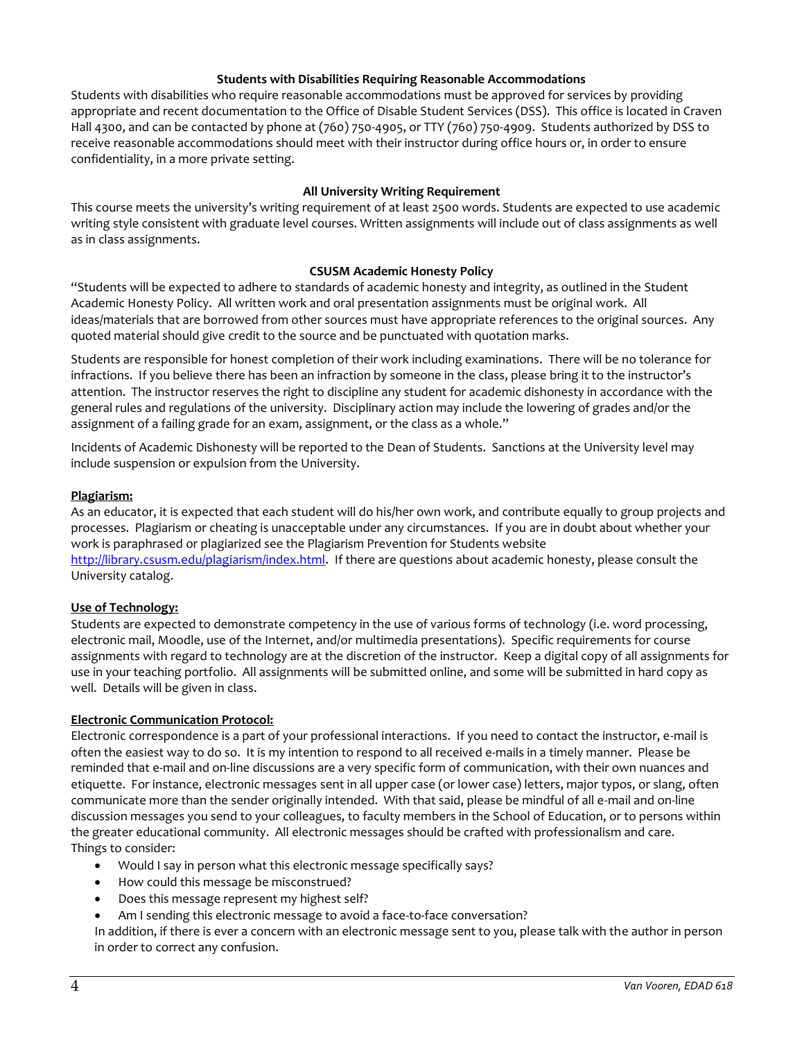### Students with Disabilities Requiring Reasonable Accommodations

Students with disabilities who require reasonable accommodations must be approved for services by providing appropriate and recent documentation to the Office of Disable Student Services (DSS). This office is located in Craven Hall 4300, and can be contacted by phone at (760) 750-4905, or TTY (760) 750-4909. Students authorized by DSS to receive reasonable accommodations should meet with their instructor during office hours or, in order to ensure confidentiality, in a more private setting.

### All University Writing Requirement

This course meets the university's writing requirement of at least 2500 words. Students are expected to use academic writing style consistent with graduate level courses. Written assignments will include out of class assignments as well as in class assignments.

### CSUSM Academic Honesty Policy

"Students will be expected to adhere to standards of academic honesty and integrity, as outlined in the Student Academic Honesty Policy. All written work and oral presentation assignments must be original work. All ideas/materials that are borrowed from other sources must have appropriate references to the original sources. Any quoted material should give credit to the source and be punctuated with quotation marks.

Students are responsible for honest completion of their work including examinations. There will be no tolerance for infractions. If you believe there has been an infraction by someone in the class, please bring it to the instructor's attention. The instructor reserves the right to discipline any student for academic dishonesty in accordance with the general rules and regulations of the university. Disciplinary action may include the lowering of grades and/or the assignment of a failing grade for an exam, assignment, or the class as a whole."

Incidents of Academic Dishonesty will be reported to the Dean of Students. Sanctions at the University level may include suspension or expulsion from the University.

**Plagiarism:**

As an educator, it is expected that each student will do his/her own work, and contribute equally to group projects and processes. Plagiarism or cheating is unacceptable under any circumstances. If you are in doubt about whether your work is paraphrased or plagiarized see the Plagiarism Prevention for Students website [http://library.csusm.edu/plagiarism/index.html](http://library.csusm.edu/plagiarism/index.html). If there are questions about academic honesty, please consult the University catalog.

**Use of Technology:**

Students are expected to demonstrate competency in the use of various forms of technology (i.e. word processing, electronic mail, Moodle, use of the Internet, and/or multimedia presentations). Specific requirements for course assignments with regard to technology are at the discretion of the instructor. Keep a digital copy of all assignments for use in your teaching portfolio. All assignments will be submitted online, and some will be submitted in hard copy as well. Details will be given in class.

**Electronic Communication Protocol:**

Electronic correspondence is a part of your professional interactions. If you need to contact the instructor, e-mail is often the easiest way to do so. It is my intention to respond to all received e-mails in a timely manner. Please be reminded that e-mail and on-line discussions are a very specific form of communication, with their own nuances and etiquette. For instance, electronic messages sent in all upper case (or lower case) letters, major typos, or slang, often communicate more than the sender originally intended. With that said, please be mindful of all e-mail and on-line discussion messages you send to your colleagues, to faculty members in the School of Education, or to persons within the greater educational community. All electronic messages should be crafted with professionalism and care. Things to consider:

- Would I say in person what this electronic message specifically says?
- How could this message be misconstrued?
- Does this message represent my highest self?
- Am I sending this electronic message to avoid a face-to-face conversation?

In addition, if there is ever a concern with an electronic message sent to you, please talk with the author in person in order to correct any confusion.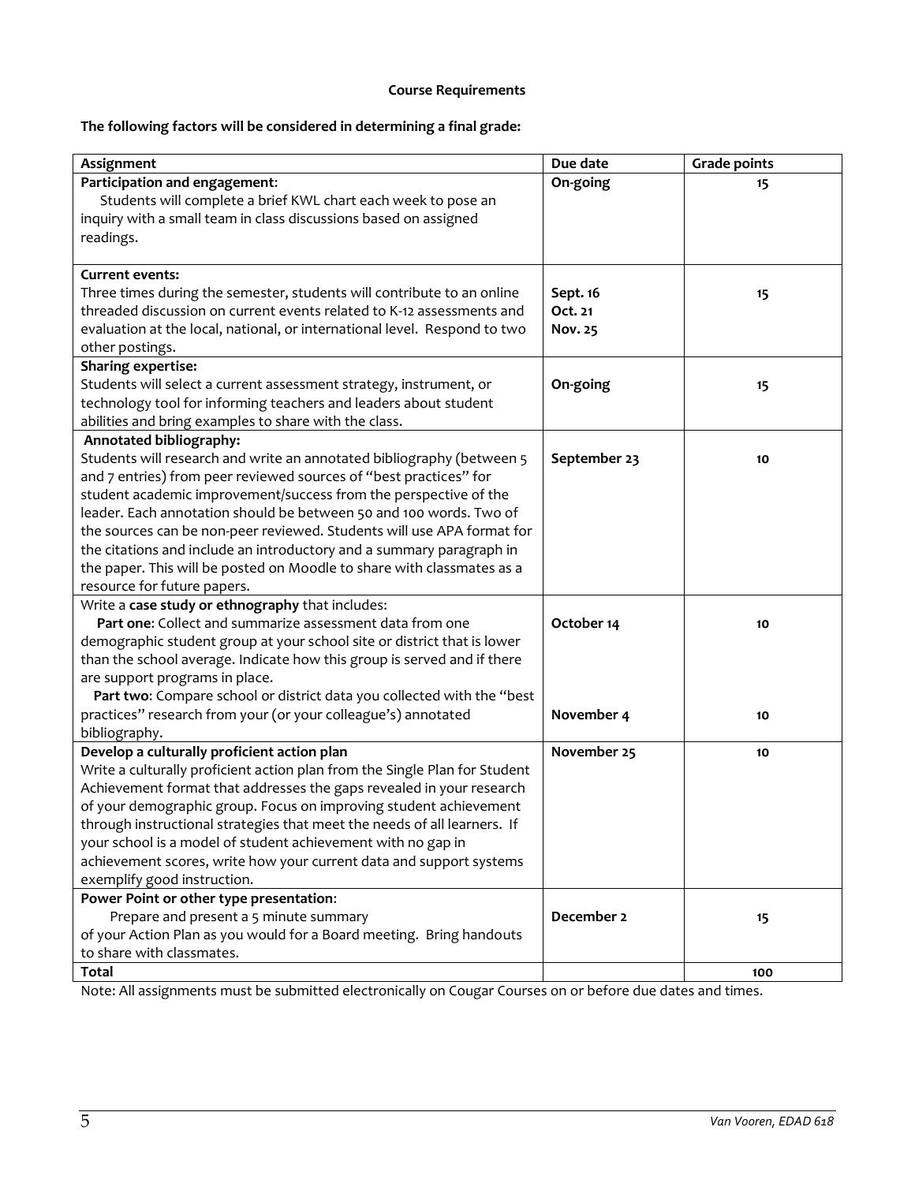**Course Requirements**

**The following factors will be considered in determining a final grade:**

| Assignment | Due date | Grade points |
|---|---|---|
| **Participation and engagement**: Students will complete a brief KWL chart each week to pose an inquiry with a small team in class discussions based on assigned readings. | **On-going** | **15** |
| **Current events:** Three times during the semester, students will contribute to an online threaded discussion on current events related to K-12 assessments and evaluation at the local, national, or international level. Respond to two other postings. | **Sept. 16** **Oct. 21** **Nov. 25** | **15** |
| **Sharing expertise:** Students will select a current assessment strategy, instrument, or technology tool for informing teachers and leaders about student abilities and bring examples to share with the class. | **On-going** | **15** |
| **Annotated bibliography:** Students will research and write an annotated bibliography (between 5 and 7 entries) from peer reviewed sources of "best practices" for student academic improvement/success from the perspective of the leader. Each annotation should be between 50 and 100 words. Two of the sources can be non-peer reviewed. Students will use APA format for the citations and include an introductory and a summary paragraph in the paper. This will be posted on Moodle to share with classmates as a resource for future papers. | **September 23** | **10** |
| Write a **case study or ethnography** that includes: **Part one**: Collect and summarize assessment data from one demographic student group at your school site or district that is lower than the school average. Indicate how this group is served and if there are support programs in place. | **October 14** | **10** |
| **Part two**: Compare school or district data you collected with the "best practices" research from your (or your colleague's) annotated bibliography. | **November 4** | **10** |
| **Develop a culturally proficient action plan** Write a culturally proficient action plan from the Single Plan for Student Achievement format that addresses the gaps revealed in your research of your demographic group. Focus on improving student achievement through instructional strategies that meet the needs of all learners. If your school is a model of student achievement with no gap in achievement scores, write how your current data and support systems exemplify good instruction. | **November 25** | **10** |
| **Power Point or other type presentation**: Prepare and present a 5 minute summary of your Action Plan as you would for a Board meeting. Bring handouts to share with classmates. | **December 2** | **15** |
| **Total** | | **100** |

Note: All assignments must be submitted electronically on Cougar Courses on or before due dates and times.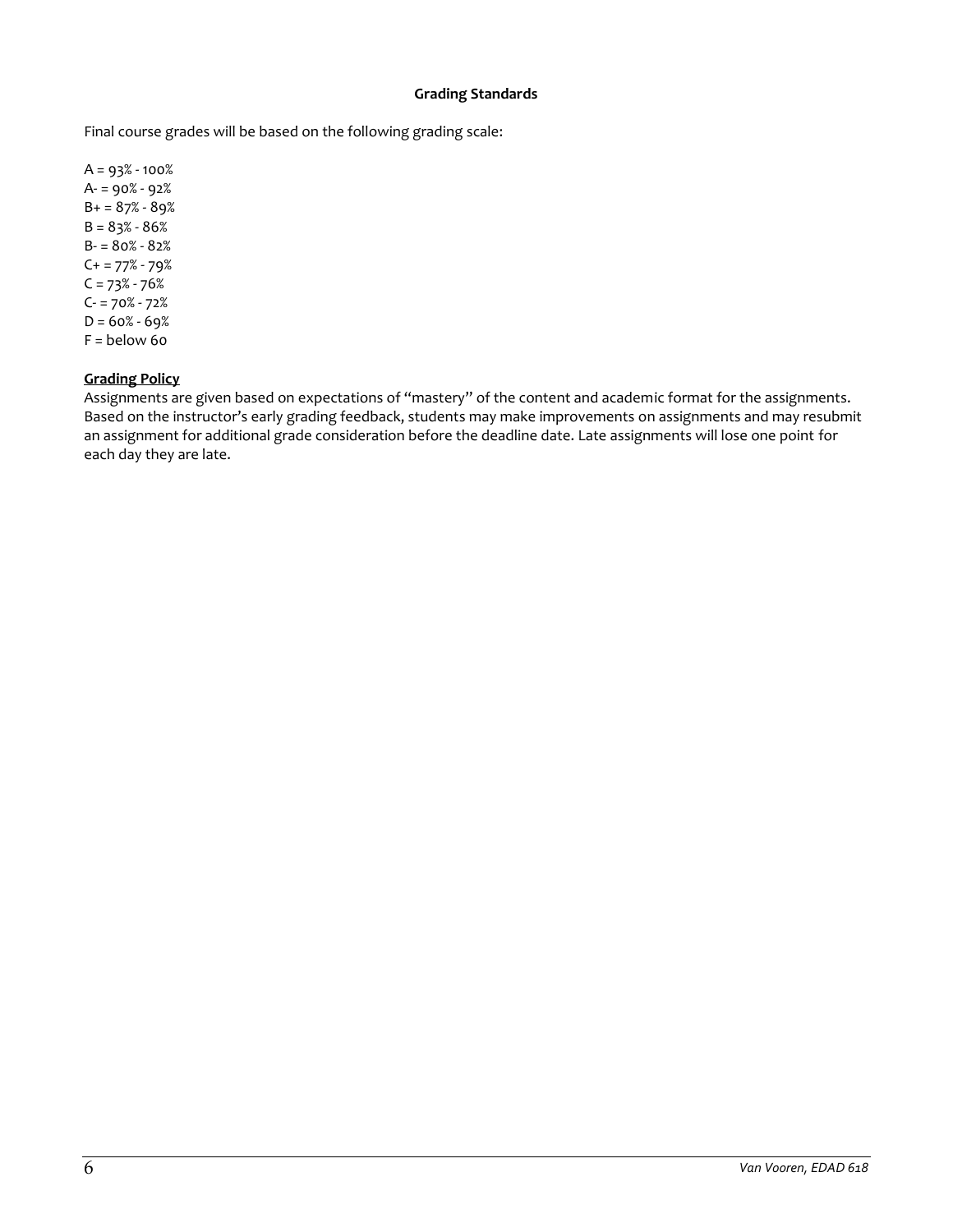### Grading Standards

Final course grades will be based on the following grading scale:

A = 93% - 100%
A- = 90% - 92%
B+ = 87% - 89%
B = 83% - 86%
B- = 80% - 82%
C+ = 77% - 79%
C = 73% - 76%
C- = 70% - 72%
D = 60% - 69%
F = below 60

**Grading Policy**

Assignments are given based on expectations of "mastery" of the content and academic format for the assignments. Based on the instructor's early grading feedback, students may make improvements on assignments and may resubmit an assignment for additional grade consideration before the deadline date. Late assignments will lose one point for each day they are late.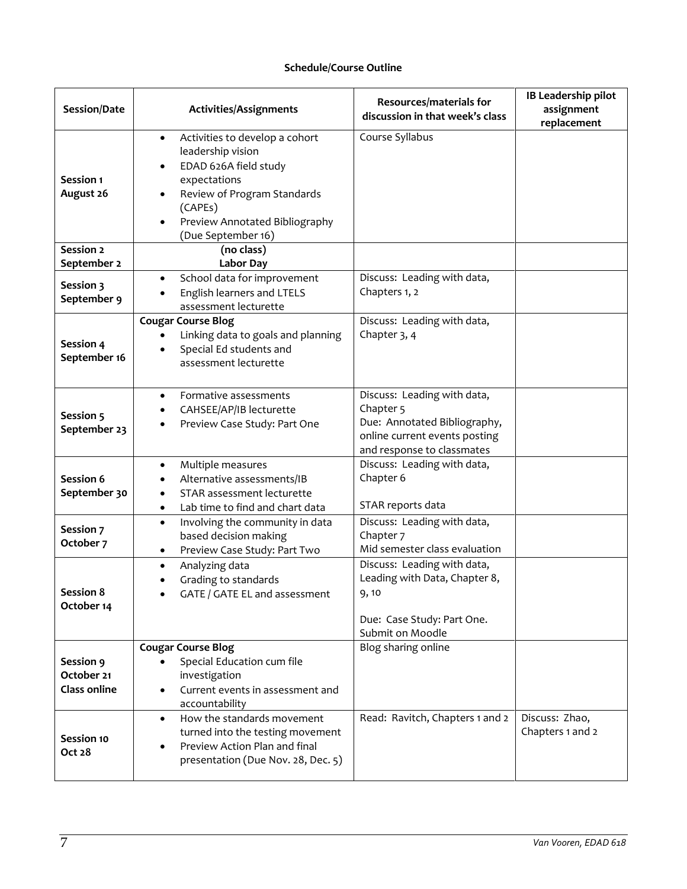**Schedule/Course Outline**

| Session/Date | Activities/Assignments | Resources/materials for discussion in that week's class | IB Leadership pilot assignment replacement |
|---|---|---|---|
| **Session 1 August 26** | • Activities to develop a cohort leadership vision<br>• EDAD 626A field study expectations<br>• Review of Program Standards (CAPEs)<br>• Preview Annotated Bibliography (Due September 16) | Course Syllabus | |
| **Session 2 September 2** | **(no class) Labor Day** | | |
| **Session 3 September 9** | • School data for improvement<br>• English learners and LTELS assessment lecturette | Discuss: Leading with data, Chapters 1, 2 | |
| **Session 4 September 16** | **Cougar Course Blog**<br>• Linking data to goals and planning<br>• Special Ed students and assessment lecturette | Discuss: Leading with data, Chapter 3, 4 | |
| **Session 5 September 23** | • Formative assessments<br>• CAHSEE/AP/IB lecturette<br>• Preview Case Study: Part One | Discuss: Leading with data, Chapter 5<br>Due: Annotated Bibliography, online current events posting and response to classmates | |
| **Session 6 September 30** | • Multiple measures<br>• Alternative assessments/IB<br>• STAR assessment lecturette<br>• Lab time to find and chart data | Discuss: Leading with data, Chapter 6<br><br>STAR reports data | |
| **Session 7 October 7** | • Involving the community in data based decision making<br>• Preview Case Study: Part Two | Discuss: Leading with data, Chapter 7<br>Mid semester class evaluation | |
| **Session 8 October 14** | • Analyzing data<br>• Grading to standards<br>• GATE / GATE EL and assessment | Discuss: Leading with data, Leading with Data, Chapter 8, 9, 10<br><br>Due: Case Study: Part One. Submit on Moodle | |
| **Session 9 October 21 Class online** | **Cougar Course Blog**<br>• Special Education cum file investigation<br>• Current events in assessment and accountability | Blog sharing online | |
| **Session 10 Oct 28** | • How the standards movement turned into the testing movement<br>• Preview Action Plan and final presentation (Due Nov. 28, Dec. 5) | Read: Ravitch, Chapters 1 and 2 | Discuss: Zhao, Chapters 1 and 2 |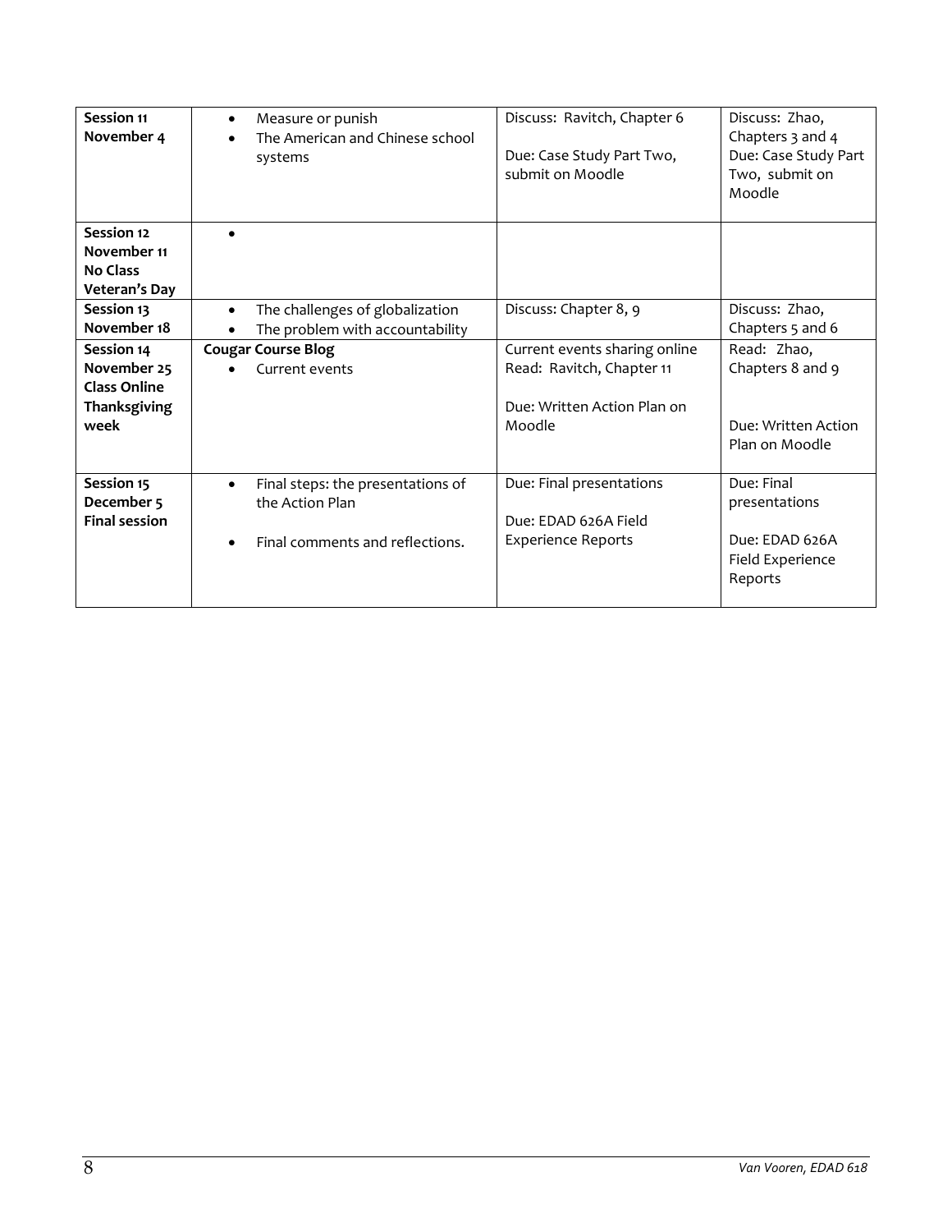| | | | |
|---|---|---|---|
| **Session 11 November 4** | • Measure or punish<br>• The American and Chinese school systems | Discuss: Ravitch, Chapter 6<br><br>Due: Case Study Part Two, submit on Moodle | Discuss: Zhao, Chapters 3 and 4<br>Due: Case Study Part Two, submit on Moodle |
| **Session 12 November 11 No Class Veteran's Day** | • | | |
| **Session 13 November 18** | • The challenges of globalization<br>• The problem with accountability | Discuss: Chapter 8, 9 | Discuss: Zhao, Chapters 5 and 6 |
| **Session 14 November 25 Class Online Thanksgiving week** | **Cougar Course Blog**<br>• Current events | Current events sharing online<br>Read: Ravitch, Chapter 11<br><br>Due: Written Action Plan on Moodle | Read: Zhao, Chapters 8 and 9<br><br>Due: Written Action Plan on Moodle |
| **Session 15 December 5 Final session** | • Final steps: the presentations of the Action Plan<br><br>• Final comments and reflections. | Due: Final presentations<br><br>Due: EDAD 626A Field Experience Reports | Due: Final presentations<br><br>Due: EDAD 626A Field Experience Reports |